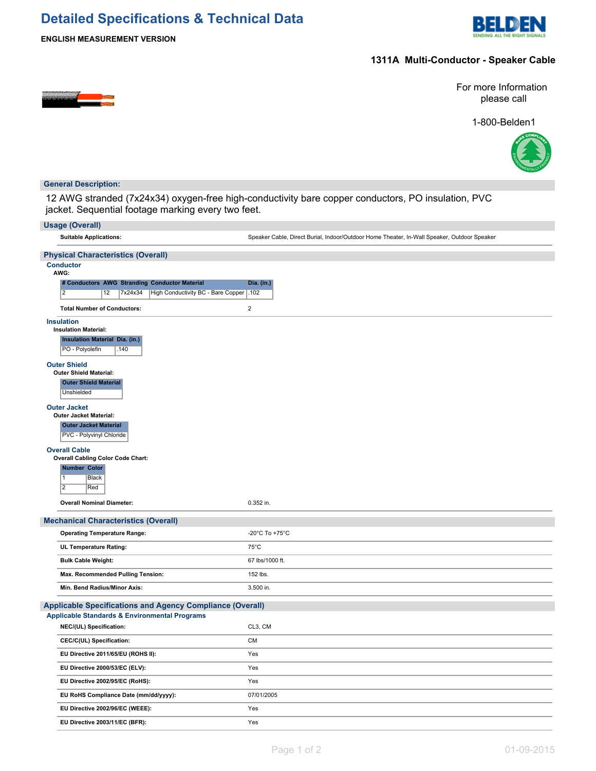# Detailed Specifications & Technical Data

**ENGLISH MEASUREMENT VERSION**

## 1311A Multi-Conductor - Speaker Cable

For more Information please call

1-800-Belden1

## General Description:

12 AWG stranded (7x24x34) oxygen-free high-conductivity bare copper conductors, PO insulation, PVC jacket. Sequential footage marking every two feet.

## Usage (Overall)

| | |
|---|---|
| **Suitable Applications:** | Speaker Cable, Direct Burial, Indoor/Outdoor Home Theater, In-Wall Speaker, Outdoor Speaker |

## Physical Characteristics (Overall)

### Conductor

**AWG:**

| # Conductors | AWG | Stranding | Conductor Material | Dia. (in.) |
|---|---|---|---|---|
| 2 | 12 | 7x24x34 | High Conductivity BC - Bare Copper | .102 |

| | |
|---|---|
| **Total Number of Conductors:** | 2 |

### Insulation

**Insulation Material:**

| Insulation Material | Dia. (in.) |
|---|---|
| PO - Polyolefin | .140 |

### Outer Shield

**Outer Shield Material:**

| Outer Shield Material |
|---|
| Unshielded |

### Outer Jacket

**Outer Jacket Material:**

| Outer Jacket Material |
|---|
| PVC - Polyvinyl Chloride |

### Overall Cable

**Overall Cabling Color Code Chart:**

| Number | Color |
|---|---|
| 1 | Black |
| 2 | Red |

| | |
|---|---|
| **Overall Nominal Diameter:** | 0.352 in. |

## Mechanical Characteristics (Overall)

| | |
|---|---|
| **Operating Temperature Range:** | -20°C To +75°C |
| **UL Temperature Rating:** | 75°C |
| **Bulk Cable Weight:** | 67 lbs/1000 ft. |
| **Max. Recommended Pulling Tension:** | 152 lbs. |
| **Min. Bend Radius/Minor Axis:** | 3.500 in. |

## Applicable Specifications and Agency Compliance (Overall)

### Applicable Standards & Environmental Programs

| | |
|---|---|
| **NEC/(UL) Specification:** | CL3, CM |
| **CEC/C(UL) Specification:** | CM |
| **EU Directive 2011/65/EU (ROHS II):** | Yes |
| **EU Directive 2000/53/EC (ELV):** | Yes |
| **EU Directive 2002/95/EC (RoHS):** | Yes |
| **EU RoHS Compliance Date (mm/dd/yyyy):** | 07/01/2005 |
| **EU Directive 2002/96/EC (WEEE):** | Yes |
| **EU Directive 2003/11/EC (BFR):** | Yes |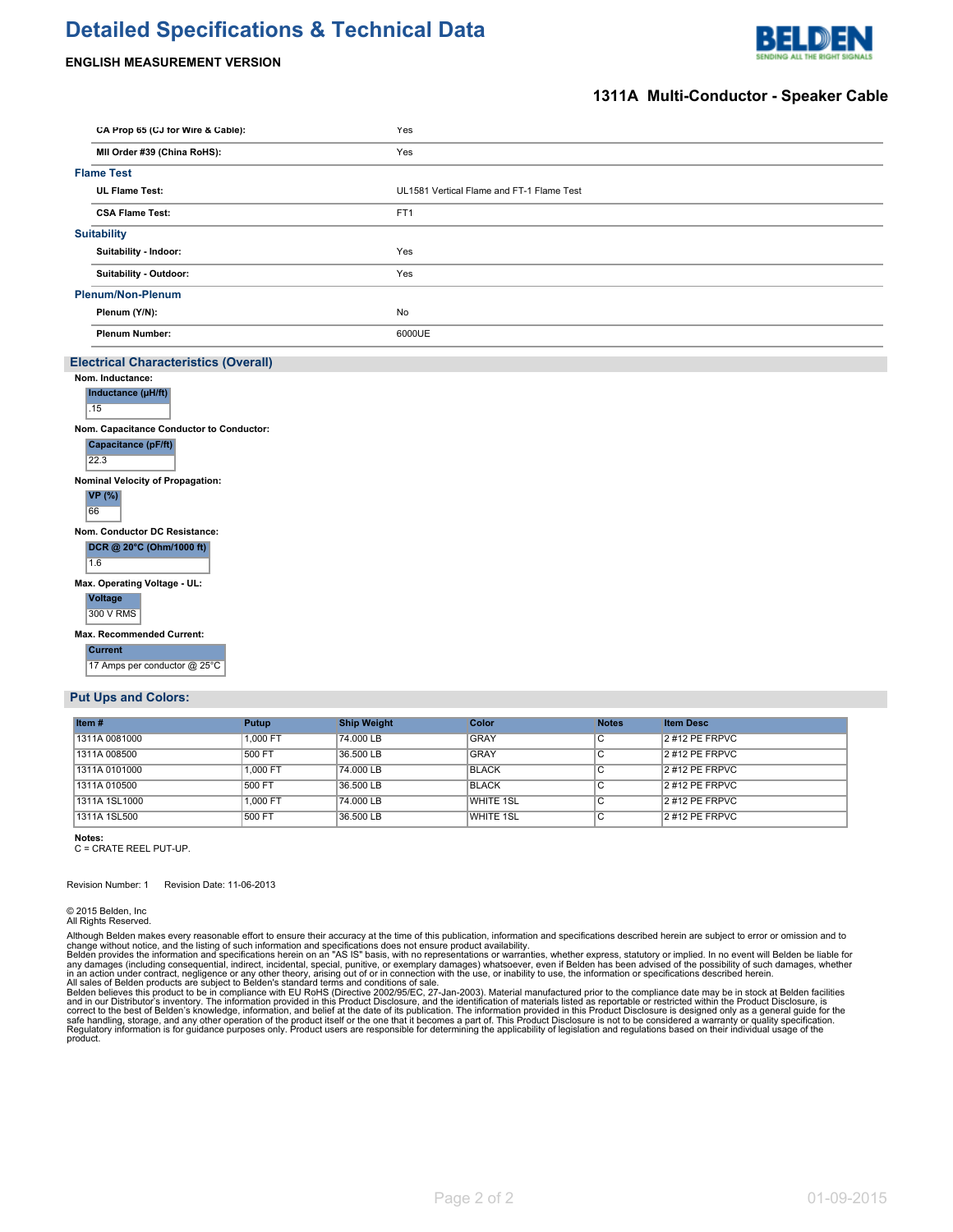| | |
|---|---|
| **CA Prop 65 (CJ for Wire & Cable):** | Yes |
| **MII Order #39 (China RoHS):** | Yes |

### Flame Test

| | |
|---|---|
| **UL Flame Test:** | UL1581 Vertical Flame and FT-1 Flame Test |
| **CSA Flame Test:** | FT1 |

### Suitability

| | |
|---|---|
| **Suitability - Indoor:** | Yes |
| **Suitability - Outdoor:** | Yes |

### Plenum/Non-Plenum

| | |
|---|---|
| **Plenum (Y/N):** | No |
| **Plenum Number:** | 6000UE |

## Electrical Characteristics (Overall)

**Nom. Inductance:**

| Inductance (µH/ft) |
|---|
| .15 |

**Nom. Capacitance Conductor to Conductor:**

| Capacitance (pF/ft) |
|---|
| 22.3 |

**Nominal Velocity of Propagation:**

| VP (%) |
|---|
| 66 |

**Nom. Conductor DC Resistance:**

| DCR @ 20°C (Ohm/1000 ft) |
|---|
| 1.6 |

**Max. Operating Voltage - UL:**

| Voltage |
|---|
| 300 V RMS |

**Max. Recommended Current:**

| Current |
|---|
| 17 Amps per conductor @ 25°C |

## Put Ups and Colors:

| Item # | Putup | Ship Weight | Color | Notes | Item Desc |
|---|---|---|---|---|---|
| 1311A 0081000 | 1,000 FT | 74.000 LB | GRAY | C | 2 #12 PE FRPVC |
| 1311A 008500 | 500 FT | 36.500 LB | GRAY | C | 2 #12 PE FRPVC |
| 1311A 0101000 | 1,000 FT | 74.000 LB | BLACK | C | 2 #12 PE FRPVC |
| 1311A 010500 | 500 FT | 36.500 LB | BLACK | C | 2 #12 PE FRPVC |
| 1311A 1SL1000 | 1,000 FT | 74.000 LB | WHITE 1SL | C | 2 #12 PE FRPVC |
| 1311A 1SL500 | 500 FT | 36.500 LB | WHITE 1SL | C | 2 #12 PE FRPVC |

**Notes:**
C = CRATE REEL PUT-UP.

Revision Number: 1 Revision Date: 11-06-2013

© 2015 Belden, Inc
All Rights Reserved.

Although Belden makes every reasonable effort to ensure their accuracy at the time of this publication, information and specifications described herein are subject to error or omission and to change without notice, and the listing of such information and specifications does not ensure product availability.
Belden provides the information and specifications herein on an "AS IS" basis, with no representations or warranties, whether express, statutory or implied. In no event will Belden be liable for any damages (including consequential, indirect, incidental, special, punitive, or exemplary damages) whatsoever, even if Belden has been advised of the possibility of such damages, whether in an action under contract, negligence or any other theory, arising out of or in connection with the use, or inability to use, the information or specifications described herein.
All sales of Belden products are subject to Belden's standard terms and conditions of sale.
Belden believes this product to be in compliance with EU RoHS (Directive 2002/95/EC, 27-Jan-2003). Material manufactured prior to the compliance date may be in stock at Belden facilities and in our Distributor's inventory. The information provided in this Product Disclosure, and the identification of materials listed as reportable or restricted within the Product Disclosure, is correct to the best of Belden's knowledge, information, and belief at the date of its publication. The information provided in this Product Disclosure is designed only as a general guide for the safe handling, storage, and any other operation of the product itself or the one that it becomes a part of. This Product Disclosure is not to be considered a warranty or quality specification. Regulatory information is for guidance purposes only. Product users are responsible for determining the applicability of legislation and regulations based on their individual usage of the product.